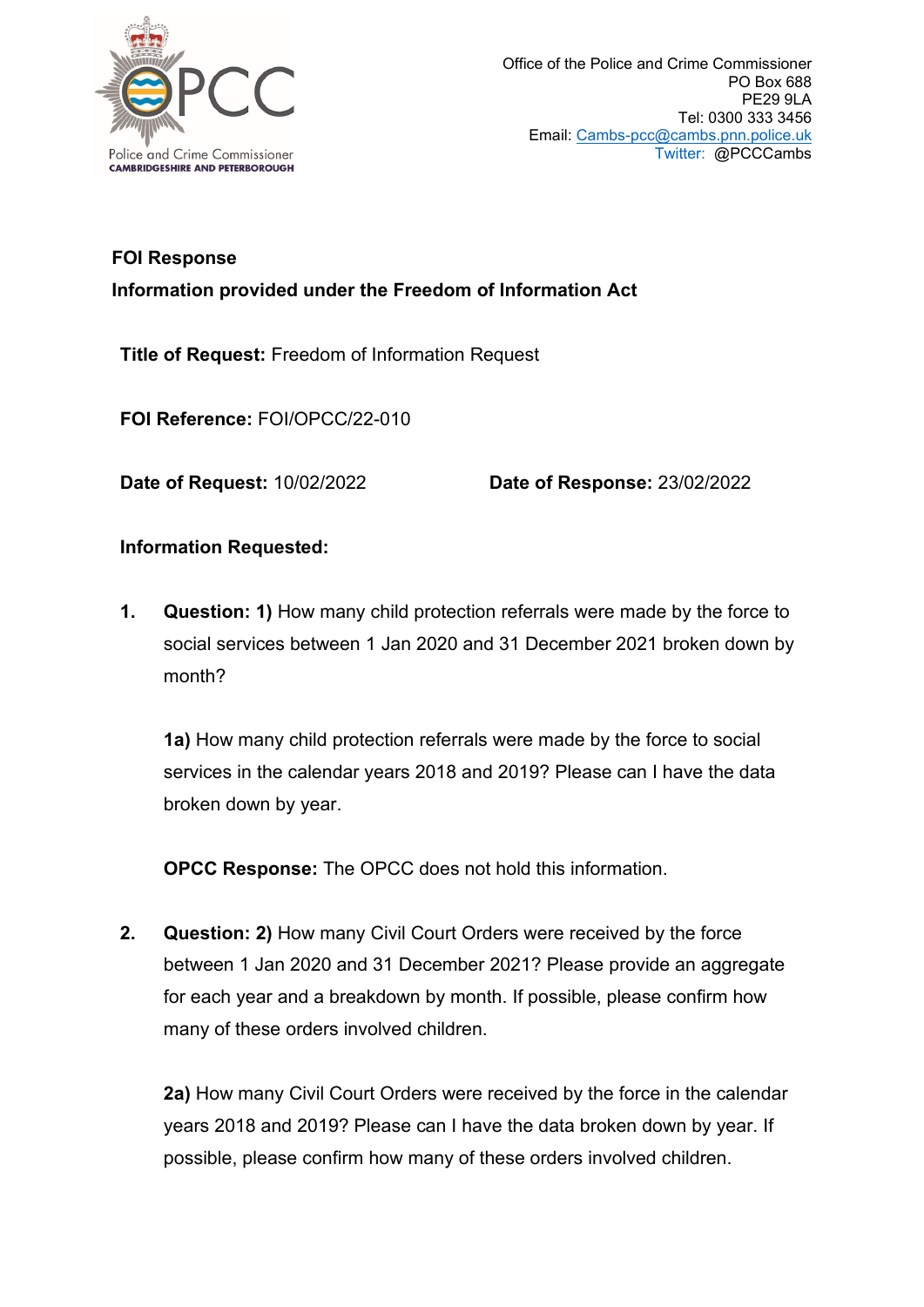Office of the Police and Crime Commissioner
PO Box 688
PE29 9LA
Tel: 0300 333 3456
Email: Cambs-pcc@cambs.pnn.police.uk
Twitter: @PCCCambs

Police and Crime Commissioner
CAMBRIDGESHIRE AND PETERBOROUGH

**FOI Response**

**Information provided under the Freedom of Information Act**

**Title of Request:** Freedom of Information Request

**FOI Reference:** FOI/OPCC/22-010

**Date of Request:** 10/02/2022 **Date of Response:** 23/02/2022

**Information Requested:**

1. **Question: 1)** How many child protection referrals were made by the force to social services between 1 Jan 2020 and 31 December 2021 broken down by month?

   **1a)** How many child protection referrals were made by the force to social services in the calendar years 2018 and 2019? Please can I have the data broken down by year.

   **OPCC Response:** The OPCC does not hold this information.

2. **Question: 2)** How many Civil Court Orders were received by the force between 1 Jan 2020 and 31 December 2021? Please provide an aggregate for each year and a breakdown by month. If possible, please confirm how many of these orders involved children.

   **2a)** How many Civil Court Orders were received by the force in the calendar years 2018 and 2019? Please can I have the data broken down by year. If possible, please confirm how many of these orders involved children.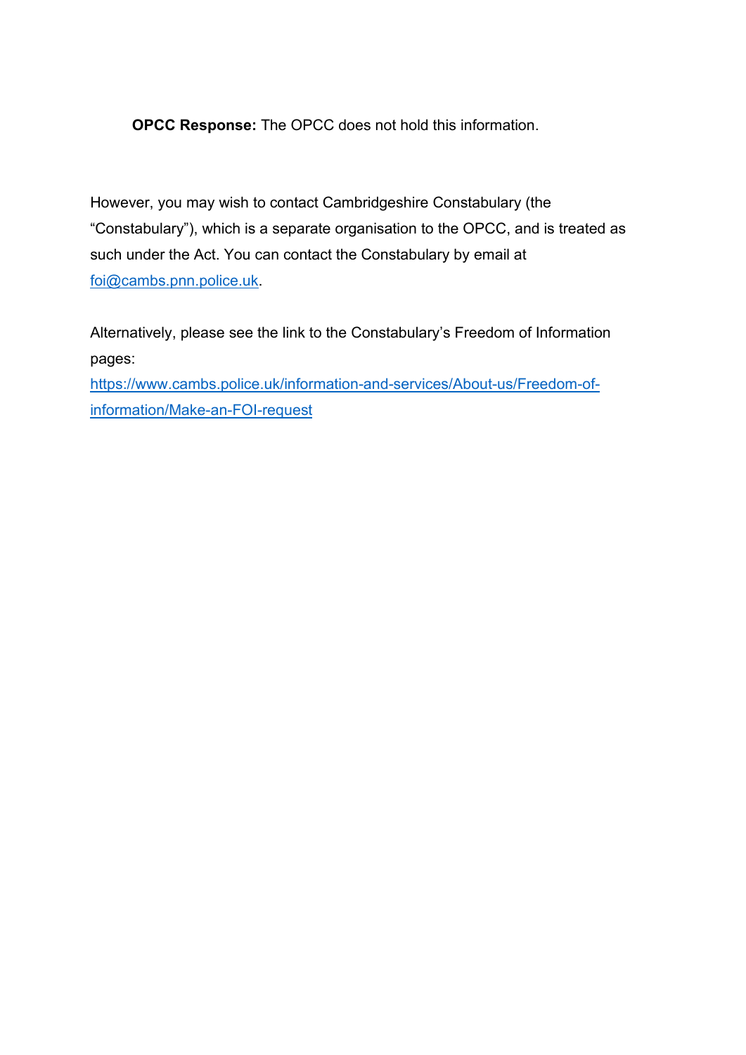**OPCC Response:** The OPCC does not hold this information.

However, you may wish to contact Cambridgeshire Constabulary (the "Constabulary"), which is a separate organisation to the OPCC, and is treated as such under the Act. You can contact the Constabulary by email at [foi@cambs.pnn.police.uk](mailto:foi@cambs.pnn.police.uk).

Alternatively, please see the link to the Constabulary's Freedom of Information pages:
[https://www.cambs.police.uk/information-and-services/About-us/Freedom-of-information/Make-an-FOI-request](https://www.cambs.police.uk/information-and-services/About-us/Freedom-of-information/Make-an-FOI-request)